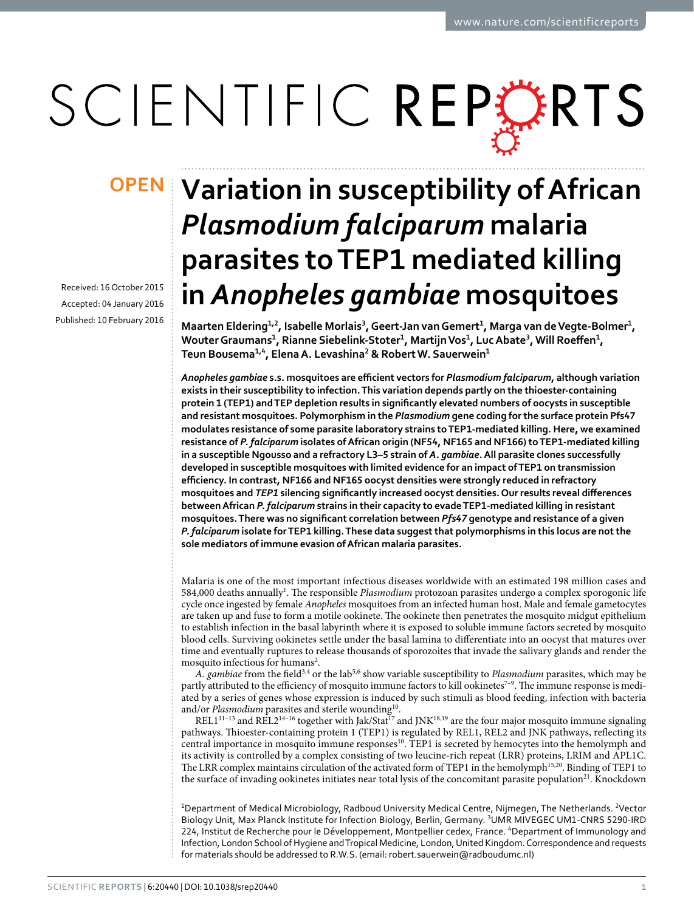# Variation in susceptibility of African *Plasmodium falciparum* malaria parasites to TEP1 mediated killing in *Anopheles gambiae* mosquitoes

OPEN

Received: 16 October 2015
Accepted: 04 January 2016
Published: 10 February 2016

**Maarten Eldering[1,2], Isabelle Morlais[3], Geert-Jan van Gemert[1], Marga van de Vegte-Bolmer[1], Wouter Graumans[1], Rianne Siebelink-Stoter[1], Martijn Vos[1], Luc Abate[3], Will Roeffen[1], Teun Bousema[1,4], Elena A. Levashina[2] & Robert W. Sauerwein[1]**

***Anopheles gambiae* s.s. mosquitoes are efficient vectors for *Plasmodium falciparum*, although variation exists in their susceptibility to infection. This variation depends partly on the thioester-containing protein 1 (TEP1) and TEP depletion results in significantly elevated numbers of oocysts in susceptible and resistant mosquitoes. Polymorphism in the *Plasmodium* gene coding for the surface protein Pfs47 modulates resistance of some parasite laboratory strains to TEP1-mediated killing. Here, we examined resistance of *P. falciparum* isolates of African origin (NF54, NF165 and NF166) to TEP1-mediated killing in a susceptible Ngousso and a refractory L3–5 strain of *A. gambiae*. All parasite clones successfully developed in susceptible mosquitoes with limited evidence for an impact of TEP1 on transmission efficiency. In contrast, NF166 and NF165 oocyst densities were strongly reduced in refractory mosquitoes and *TEP1* silencing significantly increased oocyst densities. Our results reveal differences between African *P. falciparum* strains in their capacity to evade TEP1-mediated killing in resistant mosquitoes. There was no significant correlation between *Pfs47* genotype and resistance of a given *P. falciparum* isolate for TEP1 killing. These data suggest that polymorphisms in this locus are not the sole mediators of immune evasion of African malaria parasites.**

Malaria is one of the most important infectious diseases worldwide with an estimated 198 million cases and 584,000 deaths annually[1]. The responsible *Plasmodium* protozoan parasites undergo a complex sporogonic life cycle once ingested by female *Anopheles* mosquitoes from an infected human host. Male and female gametocytes are taken up and fuse to form a motile ookinete. The ookinete then penetrates the mosquito midgut epithelium to establish infection in the basal labyrinth where it is exposed to soluble immune factors secreted by mosquito blood cells. Surviving ookinetes settle under the basal lamina to differentiate into an oocyst that matures over time and eventually ruptures to release thousands of sporozoites that invade the salivary glands and render the mosquito infectious for humans[2].

*A. gambiae* from the field[3,4] or the lab[5,6] show variable susceptibility to *Plasmodium* parasites, which may be partly attributed to the efficiency of mosquito immune factors to kill ookinetes[7–9]. The immune response is mediated by a series of genes whose expression is induced by such stimuli as blood feeding, infection with bacteria and/or *Plasmodium* parasites and sterile wounding[10].

REL1[11–13] and REL2[14–16] together with Jak/Stat[17] and JNK[18,19] are the four major mosquito immune signaling pathways. Thioester-containing protein 1 (TEP1) is regulated by REL1, REL2 and JNK pathways, reflecting its central importance in mosquito immune responses[10]. TEP1 is secreted by hemocytes into the hemolymph and its activity is controlled by a complex consisting of two leucine-rich repeat (LRR) proteins, LRIM and APL1C. The LRR complex maintains circulation of the activated form of TEP1 in the hemolymph[15,20]. Binding of TEP1 to the surface of invading ookinetes initiates near total lysis of the concomitant parasite population[21]. Knockdown

[1]Department of Medical Microbiology, Radboud University Medical Centre, Nijmegen, The Netherlands. [2]Vector Biology Unit, Max Planck Institute for Infection Biology, Berlin, Germany. [3]UMR MIVEGEC UM1-CNRS 5290-IRD 224, Institut de Recherche pour le Développement, Montpellier cedex, France. [4]Department of Immunology and Infection, London School of Hygiene and Tropical Medicine, London, United Kingdom. Correspondence and requests for materials should be addressed to R.W.S. (email: robert.sauerwein@radboudumc.nl)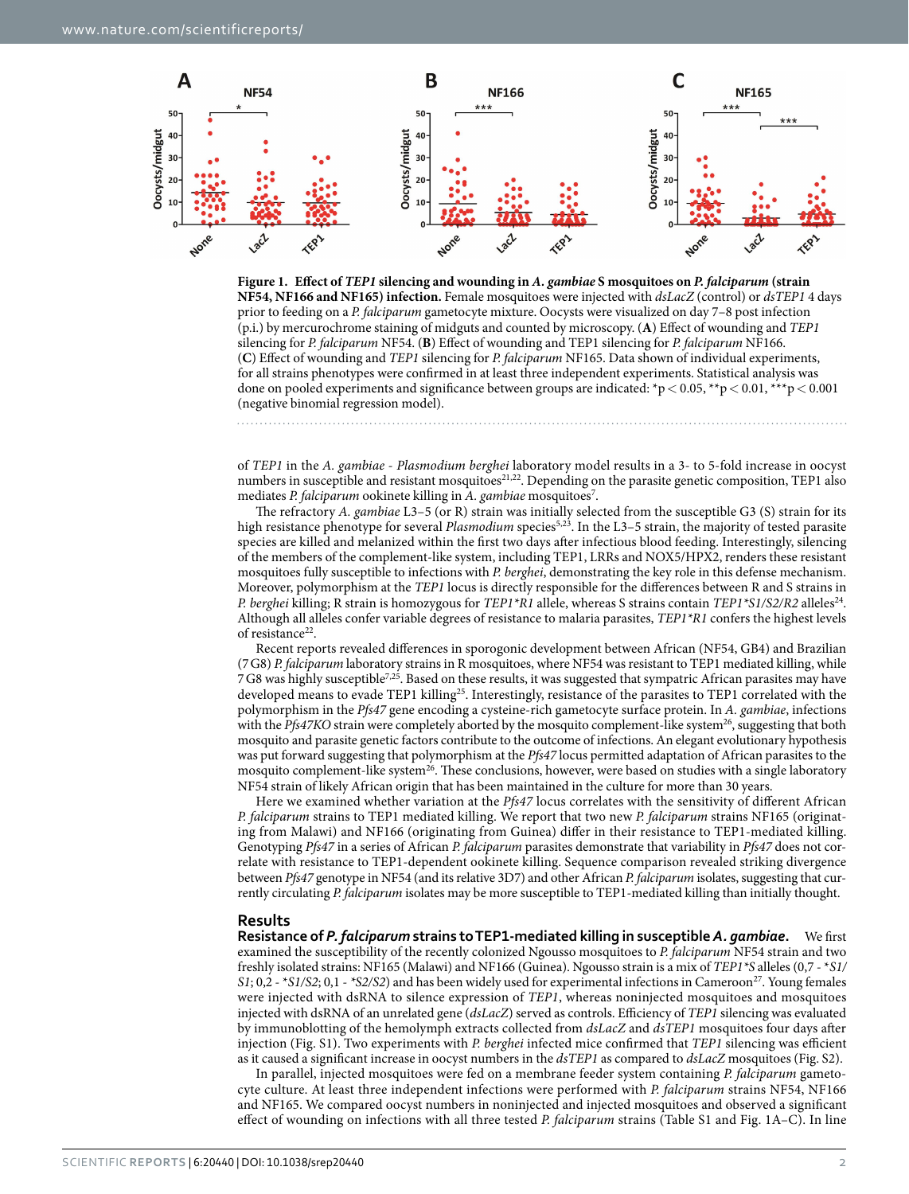**Figure 1. Effect of *TEP1* silencing and wounding in *A. gambiae* S mosquitoes on *P. falciparum* (strain NF54, NF166 and NF165) infection.** Female mosquitoes were injected with *dsLacZ* (control) or *dsTEP1* 4 days prior to feeding on a *P. falciparum* gametocyte mixture. Oocysts were visualized on day 7–8 post infection (p.i.) by mercurochrome staining of midguts and counted by microscopy. (**A**) Effect of wounding and *TEP1* silencing for *P. falciparum* NF54. (**B**) Effect of wounding and TEP1 silencing for *P. falciparum* NF166. (**C**) Effect of wounding and *TEP1* silencing for *P. falciparum* NF165. Data shown of individual experiments, for all strains phenotypes were confirmed in at least three independent experiments. Statistical analysis was done on pooled experiments and significance between groups are indicated: \*$p < 0.05$, \*\*$p < 0.01$, \*\*\*$p < 0.001$ (negative binomial regression model).

of *TEP1* in the *A. gambiae - Plasmodium berghei* laboratory model results in a 3- to 5-fold increase in oocyst numbers in susceptible and resistant mosquitoes[21,22]. Depending on the parasite genetic composition, TEP1 also mediates *P. falciparum* ookinete killing in *A. gambiae* mosquitoes[7].

The refractory *A. gambiae* L3–5 (or R) strain was initially selected from the susceptible G3 (S) strain for its high resistance phenotype for several *Plasmodium* species[5,23]. In the L3–5 strain, the majority of tested parasite species are killed and melanized within the first two days after infectious blood feeding. Interestingly, silencing of the members of the complement-like system, including TEP1, LRRs and NOX5/HPX2, renders these resistant mosquitoes fully susceptible to infections with *P. berghei*, demonstrating the key role in this defense mechanism. Moreover, polymorphism at the *TEP1* locus is directly responsible for the differences between R and S strains in *P. berghei* killing; R strain is homozygous for *TEP1\*R1* allele, whereas S strains contain *TEP1\*S1/S2/R2* alleles[24]. Although all alleles confer variable degrees of resistance to malaria parasites, *TEP1\*R1* confers the highest levels of resistance[22].

Recent reports revealed differences in sporogonic development between African (NF54, GB4) and Brazilian (7G8) *P. falciparum* laboratory strains in R mosquitoes, where NF54 was resistant to TEP1 mediated killing, while 7G8 was highly susceptible[7,25]. Based on these results, it was suggested that sympatric African parasites may have developed means to evade TEP1 killing[25]. Interestingly, resistance of the parasites to TEP1 correlated with the polymorphism in the *Pfs47* gene encoding a cysteine-rich gametocyte surface protein. In *A. gambiae*, infections with the *Pfs47KO* strain were completely aborted by the mosquito complement-like system[26], suggesting that both mosquito and parasite genetic factors contribute to the outcome of infections. An elegant evolutionary hypothesis was put forward suggesting that polymorphism at the *Pfs47* locus permitted adaptation of African parasites to the mosquito complement-like system[26]. These conclusions, however, were based on studies with a single laboratory NF54 strain of likely African origin that has been maintained in the culture for more than 30 years.

Here we examined whether variation at the *Pfs47* locus correlates with the sensitivity of different African *P. falciparum* strains to TEP1 mediated killing. We report that two new *P. falciparum* strains NF165 (originating from Malawi) and NF166 (originating from Guinea) differ in their resistance to TEP1-mediated killing. Genotyping *Pfs47* in a series of African *P. falciparum* parasites demonstrate that variability in *Pfs47* does not correlate with resistance to TEP1-dependent ookinete killing. Sequence comparison revealed striking divergence between *Pfs47* genotype in NF54 (and its relative 3D7) and other African *P. falciparum* isolates, suggesting that currently circulating *P. falciparum* isolates may be more susceptible to TEP1-mediated killing than initially thought.

## Results

**Resistance of *P. falciparum* strains to TEP1-mediated killing in susceptible *A. gambiae*.** We first examined the susceptibility of the recently colonized Ngousso mosquitoes to *P. falciparum* NF54 strain and two freshly isolated strains: NF165 (Malawi) and NF166 (Guinea). Ngousso strain is a mix of *TEP1\*S* alleles (0,7 - *\*S1/S1*; 0,2 - *\*S1/S2*; 0,1 - *\*S2/S2*) and has been widely used for experimental infections in Cameroon[27]. Young females were injected with dsRNA to silence expression of *TEP1*, whereas noninjected mosquitoes and mosquitoes injected with dsRNA of an unrelated gene (*dsLacZ*) served as controls. Efficiency of *TEP1* silencing was evaluated by immunoblotting of the hemolymph extracts collected from *dsLacZ* and *dsTEP1* mosquitoes four days after injection (Fig. S1). Two experiments with *P. berghei* infected mice confirmed that *TEP1* silencing was efficient as it caused a significant increase in oocyst numbers in the *dsTEP1* as compared to *dsLacZ* mosquitoes (Fig. S2).

In parallel, injected mosquitoes were fed on a membrane feeder system containing *P. falciparum* gametocyte culture. At least three independent infections were performed with *P. falciparum* strains NF54, NF166 and NF165. We compared oocyst numbers in noninjected and injected mosquitoes and observed a significant effect of wounding on infections with all three tested *P. falciparum* strains (Table S1 and Fig. 1A–C). In line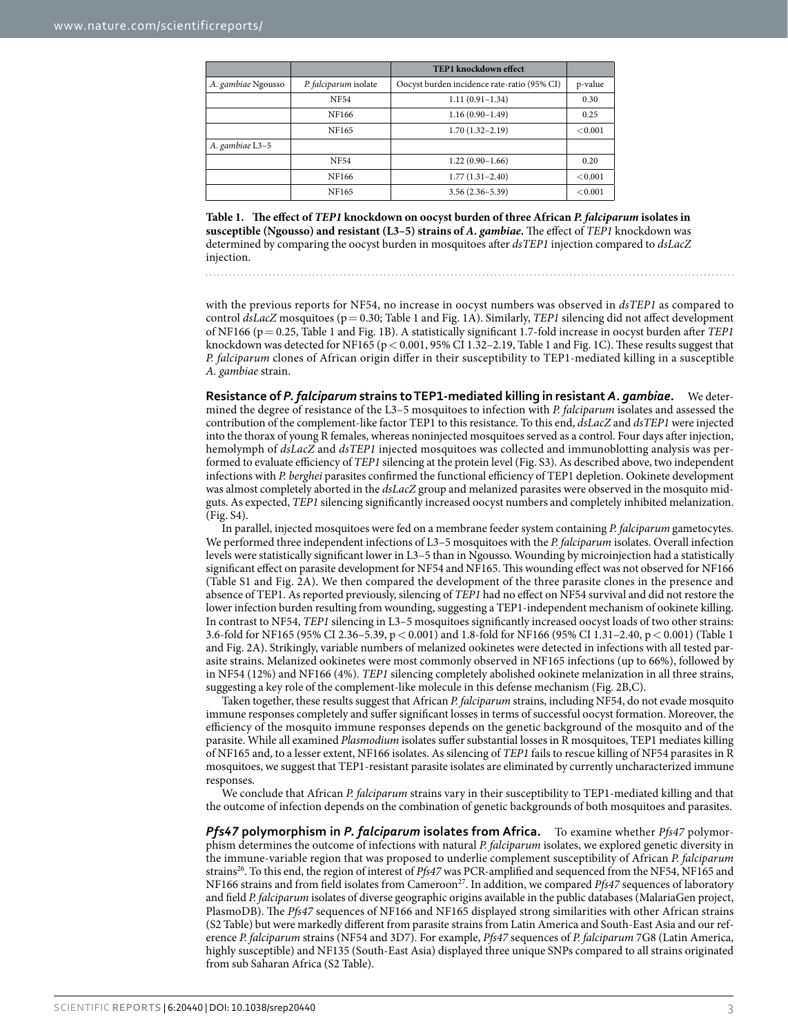| | | TEP1 knockdown effect | |
|---|---|---|---|
| *A. gambiae* Ngousso | *P. falciparum* isolate | Oocyst burden incidence rate-ratio (95% CI) | p-value |
| | NF54 | 1.11 (0.91–1.34) | 0.30 |
| | NF166 | 1.16 (0.90–1.49) | 0.25 |
| | NF165 | 1.70 (1.32–2.19) | <0.001 |
| *A. gambiae* L3–5 | | | |
| | NF54 | 1.22 (0.90–1.66) | 0.20 |
| | NF166 | 1.77 (1.31–2.40) | <0.001 |
| | NF165 | 3.56 (2.36–5.39) | <0.001 |

**Table 1. The effect of *TEP1* knockdown on oocyst burden of three African *P. falciparum* isolates in susceptible (Ngousso) and resistant (L3–5) strains of *A. gambiae*.** The effect of *TEP1* knockdown was determined by comparing the oocyst burden in mosquitoes after *dsTEP1* injection compared to *dsLacZ* injection.

with the previous reports for NF54, no increase in oocyst numbers was observed in *dsTEP1* as compared to control *dsLacZ* mosquitoes ($p = 0.30$; Table 1 and Fig. 1A). Similarly, *TEP1* silencing did not affect development of NF166 ($p = 0.25$, Table 1 and Fig. 1B). A statistically significant 1.7-fold increase in oocyst burden after *TEP1* knockdown was detected for NF165 ($p < 0.001$, 95% CI 1.32–2.19, Table 1 and Fig. 1C). These results suggest that *P. falciparum* clones of African origin differ in their susceptibility to TEP1-mediated killing in a susceptible *A. gambiae* strain.

**Resistance of *P. falciparum* strains to TEP1-mediated killing in resistant *A. gambiae*.** We determined the degree of resistance of the L3–5 mosquitoes to infection with *P. falciparum* isolates and assessed the contribution of the complement-like factor TEP1 to this resistance. To this end, *dsLacZ* and *dsTEP1* were injected into the thorax of young R females, whereas noninjected mosquitoes served as a control. Four days after injection, hemolymph of *dsLacZ* and *dsTEP1* injected mosquitoes was collected and immunoblotting analysis was performed to evaluate efficiency of *TEP1* silencing at the protein level (Fig. S3). As described above, two independent infections with *P. berghei* parasites confirmed the functional efficiency of TEP1 depletion. Ookinete development was almost completely aborted in the *dsLacZ* group and melanized parasites were observed in the mosquito midguts. As expected, *TEP1* silencing significantly increased oocyst numbers and completely inhibited melanization. (Fig. S4).

In parallel, injected mosquitoes were fed on a membrane feeder system containing *P. falciparum* gametocytes. We performed three independent infections of L3–5 mosquitoes with the *P. falciparum* isolates. Overall infection levels were statistically significant lower in L3–5 than in Ngousso. Wounding by microinjection had a statistically significant effect on parasite development for NF54 and NF165. This wounding effect was not observed for NF166 (Table S1 and Fig. 2A). We then compared the development of the three parasite clones in the presence and absence of TEP1. As reported previously, silencing of *TEP1* had no effect on NF54 survival and did not restore the lower infection burden resulting from wounding, suggesting a TEP1-independent mechanism of ookinete killing. In contrast to NF54, *TEP1* silencing in L3–5 mosquitoes significantly increased oocyst loads of two other strains: 3.6-fold for NF165 (95% CI 2.36–5.39, $p < 0.001$) and 1.8-fold for NF166 (95% CI 1.31–2.40, $p < 0.001$) (Table 1 and Fig. 2A). Strikingly, variable numbers of melanized ookinetes were detected in infections with all tested parasite strains. Melanized ookinetes were most commonly observed in NF165 infections (up to 66%), followed by in NF54 (12%) and NF166 (4%). *TEP1* silencing completely abolished ookinete melanization in all three strains, suggesting a key role of the complement-like molecule in this defense mechanism (Fig. 2B,C).

Taken together, these results suggest that African *P. falciparum* strains, including NF54, do not evade mosquito immune responses completely and suffer significant losses in terms of successful oocyst formation. Moreover, the efficiency of the mosquito immune responses depends on the genetic background of the mosquito and of the parasite. While all examined *Plasmodium* isolates suffer substantial losses in R mosquitoes, TEP1 mediates killing of NF165 and, to a lesser extent, NF166 isolates. As silencing of *TEP1* fails to rescue killing of NF54 parasites in R mosquitoes, we suggest that TEP1-resistant parasite isolates are eliminated by currently uncharacterized immune responses.

We conclude that African *P. falciparum* strains vary in their susceptibility to TEP1-mediated killing and that the outcome of infection depends on the combination of genetic backgrounds of both mosquitoes and parasites.

***Pfs47* polymorphism in *P. falciparum* isolates from Africa.** To examine whether *Pfs47* polymorphism determines the outcome of infections with natural *P. falciparum* isolates, we explored genetic diversity in the immune-variable region that was proposed to underlie complement susceptibility of African *P. falciparum* strains[26]. To this end, the region of interest of *Pfs47* was PCR-amplified and sequenced from the NF54, NF165 and NF166 strains and from field isolates from Cameroon[27]. In addition, we compared *Pfs47* sequences of laboratory and field *P. falciparum* isolates of diverse geographic origins available in the public databases (MalariaGen project, PlasmoDB). The *Pfs47* sequences of NF166 and NF165 displayed strong similarities with other African strains (S2 Table) but were markedly different from parasite strains from Latin America and South-East Asia and our reference *P. falciparum* strains (NF54 and 3D7). For example, *Pfs47* sequences of *P. falciparum* 7G8 (Latin America, highly susceptible) and NF135 (South-East Asia) displayed three unique SNPs compared to all strains originated from sub Saharan Africa (S2 Table).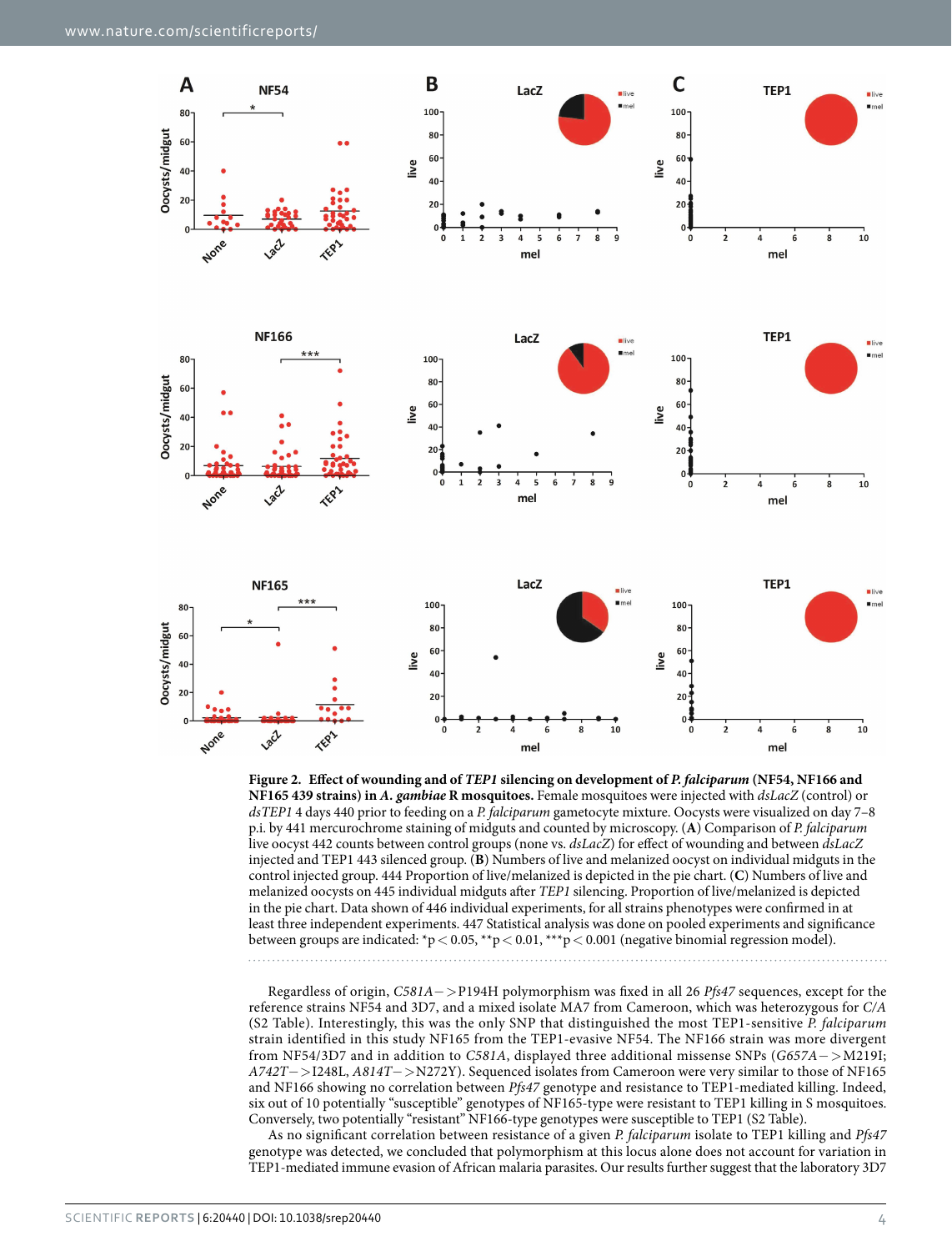**Figure 2. Effect of wounding and of *TEP1* silencing on development of *P. falciparum* (NF54, NF166 and NF165 439 strains) in *A. gambiae* R mosquitoes.** Female mosquitoes were injected with *dsLacZ* (control) or *dsTEP1* 4 days 440 prior to feeding on a *P. falciparum* gametocyte mixture. Oocysts were visualized on day 7–8 p.i. by 441 mercurochrome staining of midguts and counted by microscopy. (**A**) Comparison of *P. falciparum* live oocyst 442 counts between control groups (none vs. *dsLacZ*) for effect of wounding and between *dsLacZ* injected and TEP1 443 silenced group. (**B**) Numbers of live and melanized oocyst on individual midguts in the control injected group. 444 Proportion of live/melanized is depicted in the pie chart. (**C**) Numbers of live and melanized oocysts on 445 individual midguts after *TEP1* silencing. Proportion of live/melanized is depicted in the pie chart. Data shown of 446 individual experiments, for all strains phenotypes were confirmed in at least three independent experiments. 447 Statistical analysis was done on pooled experiments and significance between groups are indicated: \*p < 0.05, \*\*p < 0.01, \*\*\*p < 0.001 (negative binomial regression model).

Regardless of origin, *C581A*−>P194H polymorphism was fixed in all 26 *Pfs47* sequences, except for the reference strains NF54 and 3D7, and a mixed isolate MA7 from Cameroon, which was heterozygous for *C/A* (S2 Table). Interestingly, this was the only SNP that distinguished the most TEP1-sensitive *P. falciparum* strain identified in this study NF165 from the TEP1-evasive NF54. The NF166 strain was more divergent from NF54/3D7 and in addition to *C581A*, displayed three additional missense SNPs (*G657A*−>M219I; *A742T*−>I248L, *A814T*−>N272Y). Sequenced isolates from Cameroon were very similar to those of NF165 and NF166 showing no correlation between *Pfs47* genotype and resistance to TEP1-mediated killing. Indeed, six out of 10 potentially "susceptible" genotypes of NF165-type were resistant to TEP1 killing in S mosquitoes. Conversely, two potentially "resistant" NF166-type genotypes were susceptible to TEP1 (S2 Table).

As no significant correlation between resistance of a given *P. falciparum* isolate to TEP1 killing and *Pfs47* genotype was detected, we concluded that polymorphism at this locus alone does not account for variation in TEP1-mediated immune evasion of African malaria parasites. Our results further suggest that the laboratory 3D7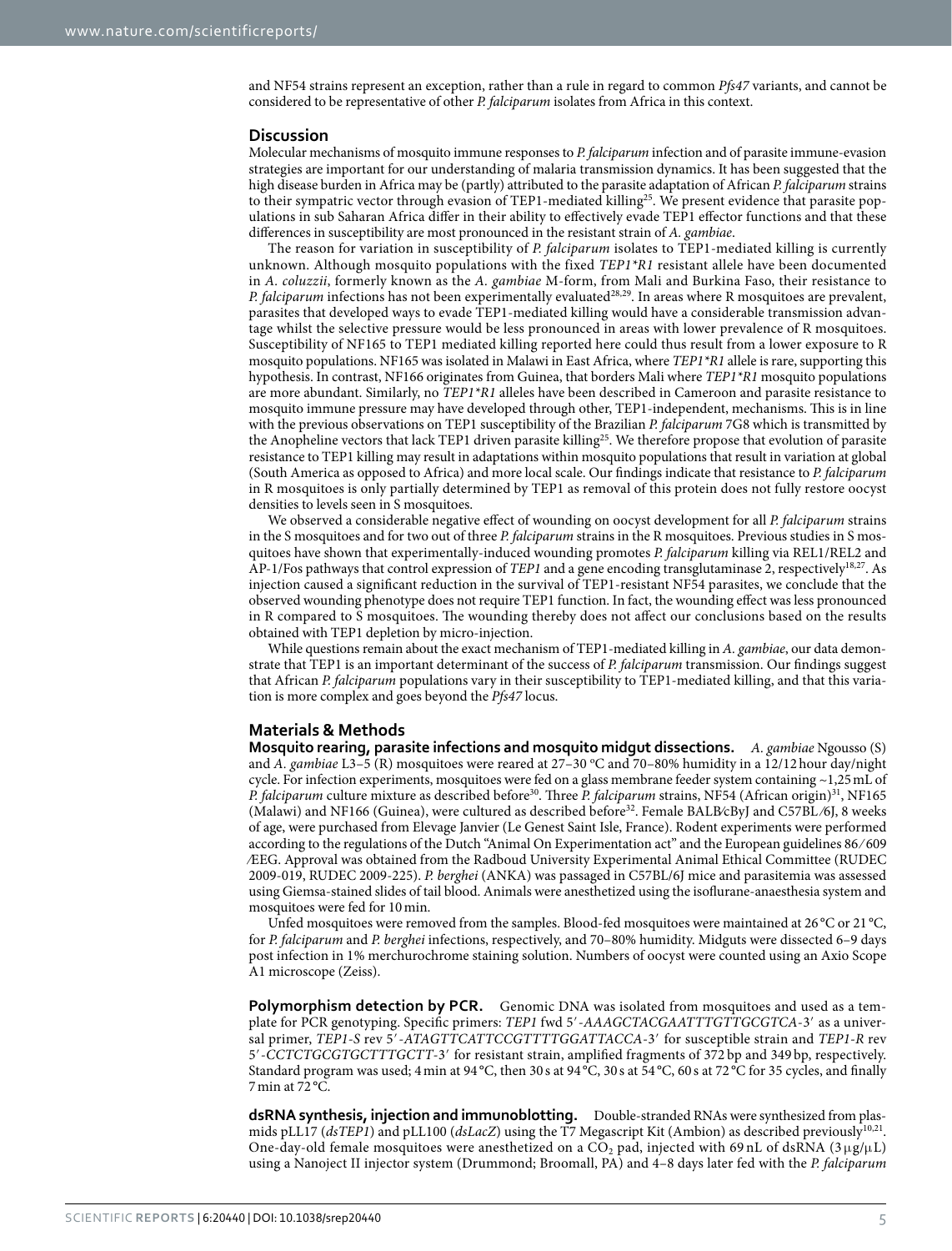and NF54 strains represent an exception, rather than a rule in regard to common *Pfs47* variants, and cannot be considered to be representative of other *P. falciparum* isolates from Africa in this context.

## Discussion

Molecular mechanisms of mosquito immune responses to *P. falciparum* infection and of parasite immune-evasion strategies are important for our understanding of malaria transmission dynamics. It has been suggested that the high disease burden in Africa may be (partly) attributed to the parasite adaptation of African *P. falciparum* strains to their sympatric vector through evasion of TEP1-mediated killing[25]. We present evidence that parasite populations in sub Saharan Africa differ in their ability to effectively evade TEP1 effector functions and that these differences in susceptibility are most pronounced in the resistant strain of *A. gambiae*.

The reason for variation in susceptibility of *P. falciparum* isolates to TEP1-mediated killing is currently unknown. Although mosquito populations with the fixed *TEP1\*R1* resistant allele have been documented in *A. coluzzii*, formerly known as the *A. gambiae* M-form, from Mali and Burkina Faso, their resistance to *P. falciparum* infections has not been experimentally evaluated[28,29]. In areas where R mosquitoes are prevalent, parasites that developed ways to evade TEP1-mediated killing would have a considerable transmission advantage whilst the selective pressure would be less pronounced in areas with lower prevalence of R mosquitoes. Susceptibility of NF165 to TEP1 mediated killing reported here could thus result from a lower exposure to R mosquito populations. NF165 was isolated in Malawi in East Africa, where *TEP1\*R1* allele is rare, supporting this hypothesis. In contrast, NF166 originates from Guinea, that borders Mali where *TEP1\*R1* mosquito populations are more abundant. Similarly, no *TEP1\*R1* alleles have been described in Cameroon and parasite resistance to mosquito immune pressure may have developed through other, TEP1-independent, mechanisms. This is in line with the previous observations on TEP1 susceptibility of the Brazilian *P. falciparum* 7G8 which is transmitted by the Anopheline vectors that lack TEP1 driven parasite killing[25]. We therefore propose that evolution of parasite resistance to TEP1 killing may result in adaptations within mosquito populations that result in variation at global (South America as opposed to Africa) and more local scale. Our findings indicate that resistance to *P. falciparum* in R mosquitoes is only partially determined by TEP1 as removal of this protein does not fully restore oocyst densities to levels seen in S mosquitoes.

We observed a considerable negative effect of wounding on oocyst development for all *P. falciparum* strains in the S mosquitoes and for two out of three *P. falciparum* strains in the R mosquitoes. Previous studies in S mosquitoes have shown that experimentally-induced wounding promotes *P. falciparum* killing via REL1/REL2 and AP-1/Fos pathways that control expression of *TEP1* and a gene encoding transglutaminase 2, respectively[18,27]. As injection caused a significant reduction in the survival of TEP1-resistant NF54 parasites, we conclude that the observed wounding phenotype does not require TEP1 function. In fact, the wounding effect was less pronounced in R compared to S mosquitoes. The wounding thereby does not affect our conclusions based on the results obtained with TEP1 depletion by micro-injection.

While questions remain about the exact mechanism of TEP1-mediated killing in *A. gambiae*, our data demonstrate that TEP1 is an important determinant of the success of *P. falciparum* transmission. Our findings suggest that African *P. falciparum* populations vary in their susceptibility to TEP1-mediated killing, and that this variation is more complex and goes beyond the *Pfs47* locus.

## Materials & Methods

**Mosquito rearing, parasite infections and mosquito midgut dissections.** *A. gambiae* Ngousso (S) and *A. gambiae* L3–5 (R) mosquitoes were reared at 27–30 °C and 70–80% humidity in a 12/12 hour day/night cycle. For infection experiments, mosquitoes were fed on a glass membrane feeder system containing ~1,25 mL of *P. falciparum* culture mixture as described before[30]. Three *P. falciparum* strains, NF54 (African origin)[31], NF165 (Malawi) and NF166 (Guinea), were cultured as described before[32]. Female BALB⁄cByJ and C57BL⁄6J, 8 weeks of age, were purchased from Elevage Janvier (Le Genest Saint Isle, France). Rodent experiments were performed according to the regulations of the Dutch "Animal On Experimentation act" and the European guidelines 86⁄609⁄EEG. Approval was obtained from the Radboud University Experimental Animal Ethical Committee (RUDEC 2009-019, RUDEC 2009-225). *P. berghei* (ANKA) was passaged in C57BL/6J mice and parasitemia was assessed using Giemsa-stained slides of tail blood. Animals were anesthetized using the isoflurane-anaesthesia system and mosquitoes were fed for 10 min.

Unfed mosquitoes were removed from the samples. Blood-fed mosquitoes were maintained at 26 °C or 21 °C, for *P. falciparum* and *P. berghei* infections, respectively, and 70–80% humidity. Midguts were dissected 6–9 days post infection in 1% merchurochrome staining solution. Numbers of oocyst were counted using an Axio Scope A1 microscope (Zeiss).

**Polymorphism detection by PCR.** Genomic DNA was isolated from mosquitoes and used as a template for PCR genotyping. Specific primers: *TEP1* fwd 5′-*AAAGCTACGAATTTGTTGCGTCA*-3′ as a universal primer, *TEP1-S* rev 5′-*ATAGTTCATTCCGTTTTGGATTACCA*-3′ for susceptible strain and *TEP1-R* rev 5′-*CCTCTGCGTGCTTTGCTT*-3′ for resistant strain, amplified fragments of 372 bp and 349 bp, respectively. Standard program was used; 4 min at 94 °C, then 30 s at 94 °C, 30 s at 54 °C, 60 s at 72 °C for 35 cycles, and finally 7 min at 72 °C.

**dsRNA synthesis, injection and immunoblotting.** Double-stranded RNAs were synthesized from plasmids pLL17 (*dsTEP1*) and pLL100 (*dsLacZ*) using the T7 Megascript Kit (Ambion) as described previously[10,21]. One-day-old female mosquitoes were anesthetized on a $CO_2$ pad, injected with 69 nL of dsRNA (3 μg/μL) using a Nanoject II injector system (Drummond; Broomall, PA) and 4–8 days later fed with the *P. falciparum*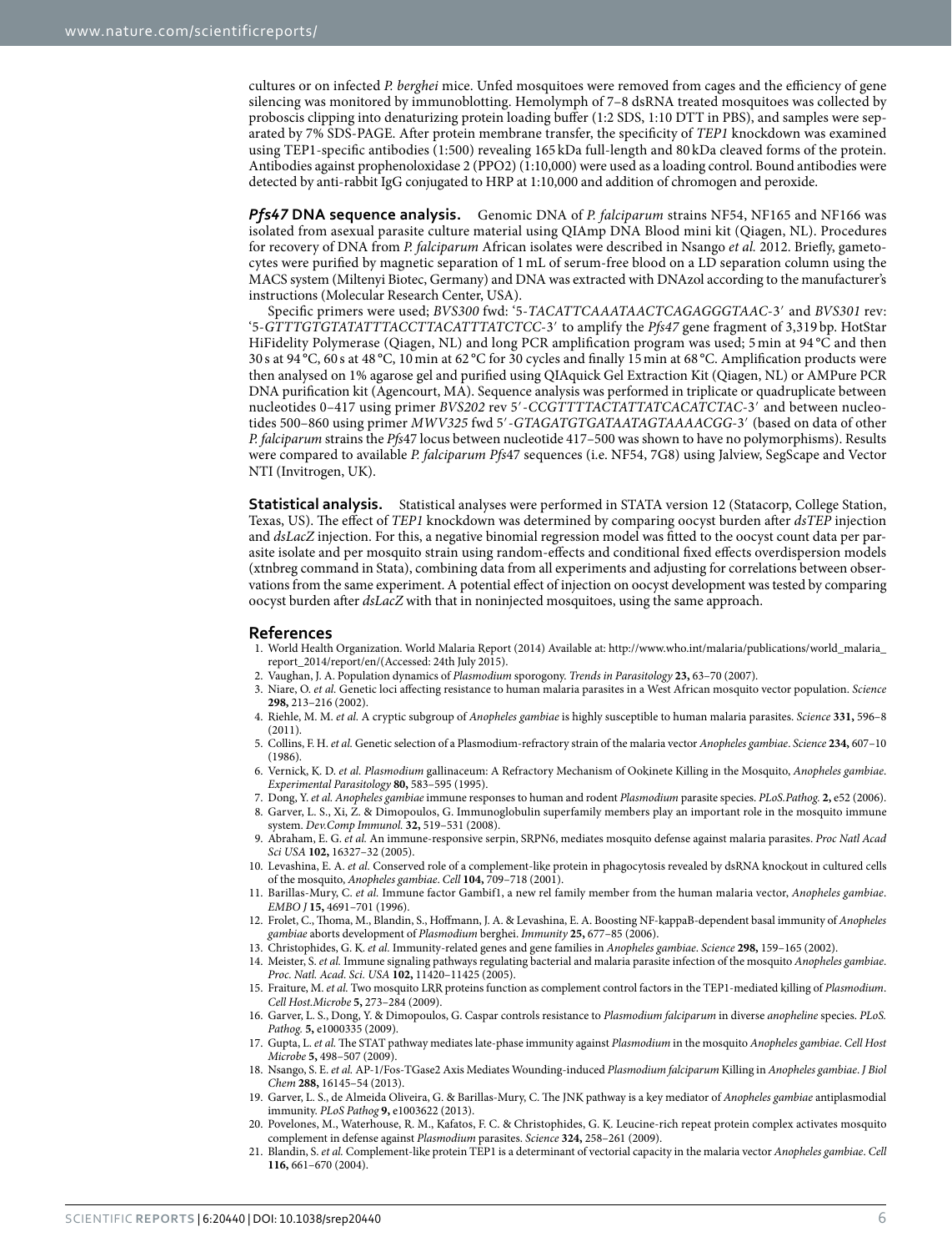cultures or on infected *P. berghei* mice. Unfed mosquitoes were removed from cages and the efficiency of gene silencing was monitored by immunoblotting. Hemolymph of 7–8 dsRNA treated mosquitoes was collected by proboscis clipping into denaturizing protein loading buffer (1:2 SDS, 1:10 DTT in PBS), and samples were separated by 7% SDS-PAGE. After protein membrane transfer, the specificity of *TEP1* knockdown was examined using TEP1-specific antibodies (1:500) revealing 165 kDa full-length and 80 kDa cleaved forms of the protein. Antibodies against prophenoloxidase 2 (PPO2) (1:10,000) were used as a loading control. Bound antibodies were detected by anti-rabbit IgG conjugated to HRP at 1:10,000 and addition of chromogen and peroxide.

***Pfs47* DNA sequence analysis.** Genomic DNA of *P. falciparum* strains NF54, NF165 and NF166 was isolated from asexual parasite culture material using QIAmp DNA Blood mini kit (Qiagen, NL). Procedures for recovery of DNA from *P. falciparum* African isolates were described in Nsango *et al.* 2012. Briefly, gametocytes were purified by magnetic separation of 1 mL of serum-free blood on a LD separation column using the MACS system (Miltenyi Biotec, Germany) and DNA was extracted with DNAzol according to the manufacturer's instructions (Molecular Research Center, USA).

Specific primers were used; *BVS300* fwd: '5-*TACATTCAAATAACTCAGAGGGTAAC*-3′ and *BVS301* rev: '5-*GTTTGTGTATATTTACCTTACATTTATCTCC*-3′ to amplify the *Pfs47* gene fragment of 3,319 bp. HotStar HiFidelity Polymerase (Qiagen, NL) and long PCR amplification program was used; 5 min at 94 °C and then 30 s at 94 °C, 60 s at 48 °C, 10 min at 62 °C for 30 cycles and finally 15 min at 68 °C. Amplification products were then analysed on 1% agarose gel and purified using QIAquick Gel Extraction Kit (Qiagen, NL) or AMPure PCR DNA purification kit (Agencourt, MA). Sequence analysis was performed in triplicate or quadruplicate between nucleotides 0–417 using primer *BVS202* rev 5′-*CCGTTTTACTATTATCACATCTAC*-3′ and between nucleotides 500–860 using primer *MWV325* fwd 5′-*GTAGATGTGATAATAGTAAAACGG*-3′ (based on data of other *P. falciparum* strains the *Pfs*47 locus between nucleotide 417–500 was shown to have no polymorphisms). Results were compared to available *P. falciparum Pfs*47 sequences (i.e. NF54, 7G8) using Jalview, SegScape and Vector NTI (Invitrogen, UK).

**Statistical analysis.** Statistical analyses were performed in STATA version 12 (Statacorp, College Station, Texas, US). The effect of *TEP1* knockdown was determined by comparing oocyst burden after *dsTEP* injection and *dsLacZ* injection. For this, a negative binomial regression model was fitted to the oocyst count data per parasite isolate and per mosquito strain using random-effects and conditional fixed effects overdispersion models (xtnbreg command in Stata), combining data from all experiments and adjusting for correlations between observations from the same experiment. A potential effect of injection on oocyst development was tested by comparing oocyst burden after *dsLacZ* with that in noninjected mosquitoes, using the same approach.

## References

1. World Health Organization. World Malaria Report (2014) Available at: http://www.who.int/malaria/publications/world_malaria_report_2014/report/en/(Accessed: 24th July 2015).
2. Vaughan, J. A. Population dynamics of *Plasmodium* sporogony. *Trends in Parasitology* **23,** 63–70 (2007).
3. Niare, O. *et al.* Genetic loci affecting resistance to human malaria parasites in a West African mosquito vector population. *Science* **298,** 213–216 (2002).
4. Riehle, M. M. *et al.* A cryptic subgroup of *Anopheles gambiae* is highly susceptible to human malaria parasites. *Science* **331,** 596–8 (2011).
5. Collins, F. H. *et al.* Genetic selection of a Plasmodium-refractory strain of the malaria vector *Anopheles gambiae*. *Science* **234,** 607–10 (1986).
6. Vernick, K. D. *et al. Plasmodium* gallinaceum: A Refractory Mechanism of Ookinete Killing in the Mosquito, *Anopheles gambiae*. *Experimental Parasitology* **80,** 583–595 (1995).
7. Dong, Y. *et al. Anopheles gambiae* immune responses to human and rodent *Plasmodium* parasite species. *PLoS.Pathog.* **2,** e52 (2006).
8. Garver, L. S., Xi, Z. & Dimopoulos, G. Immunoglobulin superfamily members play an important role in the mosquito immune system. *Dev.Comp Immunol.* **32,** 519–531 (2008).
9. Abraham, E. G. *et al.* An immune-responsive serpin, SRPN6, mediates mosquito defense against malaria parasites. *Proc Natl Acad Sci USA* **102,** 16327–32 (2005).
10. Levashina, E. A. *et al.* Conserved role of a complement-like protein in phagocytosis revealed by dsRNA knockout in cultured cells of the mosquito, *Anopheles gambiae*. *Cell* **104,** 709–718 (2001).
11. Barillas-Mury, C. *et al.* Immune factor Gambif1, a new rel family member from the human malaria vector, *Anopheles gambiae*. *EMBO J* **15,** 4691–701 (1996).
12. Frolet, C., Thoma, M., Blandin, S., Hoffmann, J. A. & Levashina, E. A. Boosting NF-kappaB-dependent basal immunity of *Anopheles gambiae* aborts development of *Plasmodium* berghei. *Immunity* **25,** 677–85 (2006).
13. Christophides, G. K. *et al.* Immunity-related genes and gene families in *Anopheles gambiae*. *Science* **298,** 159–165 (2002).
14. Meister, S. *et al.* Immune signaling pathways regulating bacterial and malaria parasite infection of the mosquito *Anopheles gambiae*. *Proc. Natl. Acad. Sci. USA* **102,** 11420–11425 (2005).
15. Fraiture, M. *et al.* Two mosquito LRR proteins function as complement control factors in the TEP1-mediated killing of *Plasmodium*. *Cell Host.Microbe* **5,** 273–284 (2009).
16. Garver, L. S., Dong, Y. & Dimopoulos, G. Caspar controls resistance to *Plasmodium falciparum* in diverse *anopheline* species. *PLoS. Pathog.* **5,** e1000335 (2009).
17. Gupta, L. *et al.* The STAT pathway mediates late-phase immunity against *Plasmodium* in the mosquito *Anopheles gambiae*. *Cell Host Microbe* **5,** 498–507 (2009).
18. Nsango, S. E. *et al.* AP-1/Fos-TGase2 Axis Mediates Wounding-induced *Plasmodium falciparum* Killing in *Anopheles gambiae*. *J Biol Chem* **288,** 16145–54 (2013).
19. Garver, L. S., de Almeida Oliveira, G. & Barillas-Mury, C. The JNK pathway is a key mediator of *Anopheles gambiae* antiplasmodial immunity. *PLoS Pathog* **9,** e1003622 (2013).
20. Povelones, M., Waterhouse, R. M., Kafatos, F. C. & Christophides, G. K. Leucine-rich repeat protein complex activates mosquito complement in defense against *Plasmodium* parasites. *Science* **324,** 258–261 (2009).
21. Blandin, S. *et al.* Complement-like protein TEP1 is a determinant of vectorial capacity in the malaria vector *Anopheles gambiae*. *Cell* **116,** 661–670 (2004).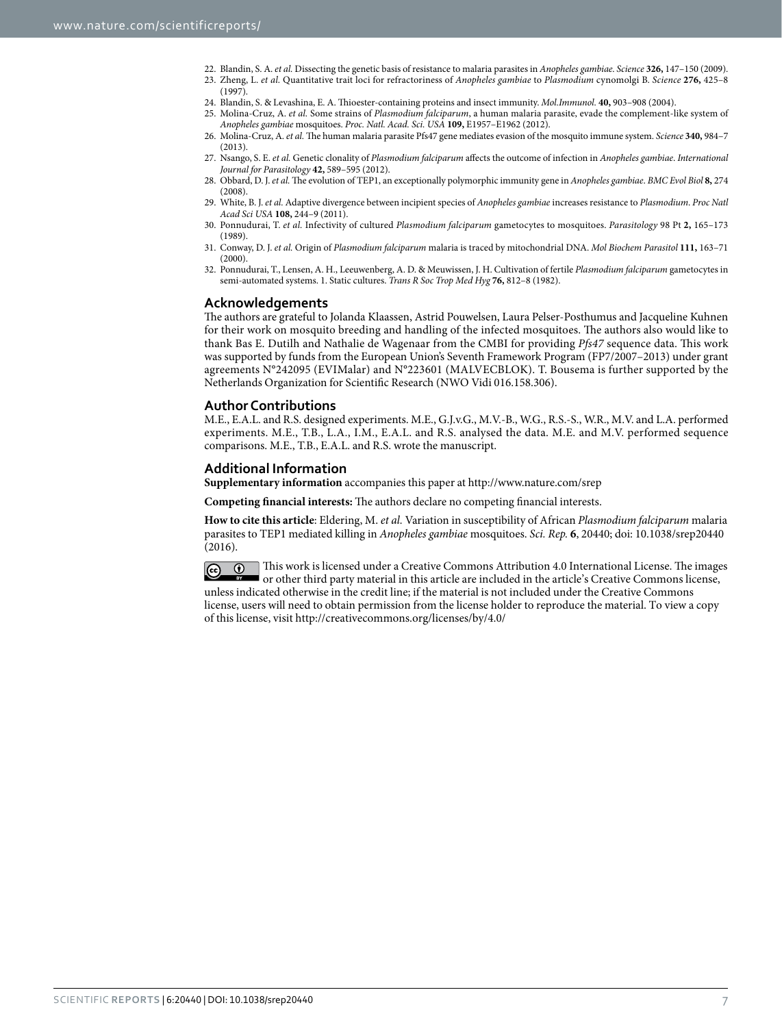22. Blandin, S. A. *et al.* Dissecting the genetic basis of resistance to malaria parasites in *Anopheles gambiae*. *Science* **326,** 147–150 (2009).
23. Zheng, L. *et al.* Quantitative trait loci for refractoriness of *Anopheles gambiae* to *Plasmodium* cynomolgi B. *Science* **276,** 425–8 (1997).
24. Blandin, S. & Levashina, E. A. Thioester-containing proteins and insect immunity. *Mol.Immunol.* **40,** 903–908 (2004).
25. Molina-Cruz, A. *et al.* Some strains of *Plasmodium falciparum*, a human malaria parasite, evade the complement-like system of *Anopheles gambiae* mosquitoes. *Proc. Natl. Acad. Sci. USA* **109,** E1957–E1962 (2012).
26. Molina-Cruz, A. *et al.* The human malaria parasite Pfs47 gene mediates evasion of the mosquito immune system. *Science* **340,** 984–7 (2013).
27. Nsango, S. E. *et al.* Genetic clonality of *Plasmodium falciparum* affects the outcome of infection in *Anopheles gambiae*. *International Journal for Parasitology* **42,** 589–595 (2012).
28. Obbard, D. J. *et al.* The evolution of TEP1, an exceptionally polymorphic immunity gene in *Anopheles gambiae*. *BMC Evol Biol* **8,** 274 (2008).
29. White, B. J. *et al.* Adaptive divergence between incipient species of *Anopheles gambiae* increases resistance to *Plasmodium*. *Proc Natl Acad Sci USA* **108,** 244–9 (2011).
30. Ponnudurai, T. *et al.* Infectivity of cultured *Plasmodium falciparum* gametocytes to mosquitoes. *Parasitology* 98 Pt **2,** 165–173 (1989).
31. Conway, D. J. *et al.* Origin of *Plasmodium falciparum* malaria is traced by mitochondrial DNA. *Mol Biochem Parasitol* **111,** 163–71 (2000).
32. Ponnudurai, T., Lensen, A. H., Leeuwenberg, A. D. & Meuwissen, J. H. Cultivation of fertile *Plasmodium falciparum* gametocytes in semi-automated systems. 1. Static cultures. *Trans R Soc Trop Med Hyg* **76,** 812–8 (1982).

## Acknowledgements

The authors are grateful to Jolanda Klaassen, Astrid Pouwelsen, Laura Pelser-Posthumus and Jacqueline Kuhnen for their work on mosquito breeding and handling of the infected mosquitoes. The authors also would like to thank Bas E. Dutilh and Nathalie de Wagenaar from the CMBI for providing *Pfs47* sequence data. This work was supported by funds from the European Union's Seventh Framework Program (FP7/2007–2013) under grant agreements N°242095 (EVIMalar) and N°223601 (MALVECBLOK). T. Bousema is further supported by the Netherlands Organization for Scientific Research (NWO Vidi 016.158.306).

## Author Contributions

M.E., E.A.L. and R.S. designed experiments. M.E., G.J.v.G., M.V.-B., W.G., R.S.-S., W.R., M.V. and L.A. performed experiments. M.E., T.B., L.A., I.M., E.A.L. and R.S. analysed the data. M.E. and M.V. performed sequence comparisons. M.E., T.B., E.A.L. and R.S. wrote the manuscript.

## Additional Information

**Supplementary information** accompanies this paper at http://www.nature.com/srep

**Competing financial interests:** The authors declare no competing financial interests.

**How to cite this article**: Eldering, M. *et al.* Variation in susceptibility of African *Plasmodium falciparum* malaria parasites to TEP1 mediated killing in *Anopheles gambiae* mosquitoes. *Sci. Rep.* **6**, 20440; doi: 10.1038/srep20440 (2016).

This work is licensed under a Creative Commons Attribution 4.0 International License. The images or other third party material in this article are included in the article's Creative Commons license, unless indicated otherwise in the credit line; if the material is not included under the Creative Commons license, users will need to obtain permission from the license holder to reproduce the material. To view a copy of this license, visit http://creativecommons.org/licenses/by/4.0/